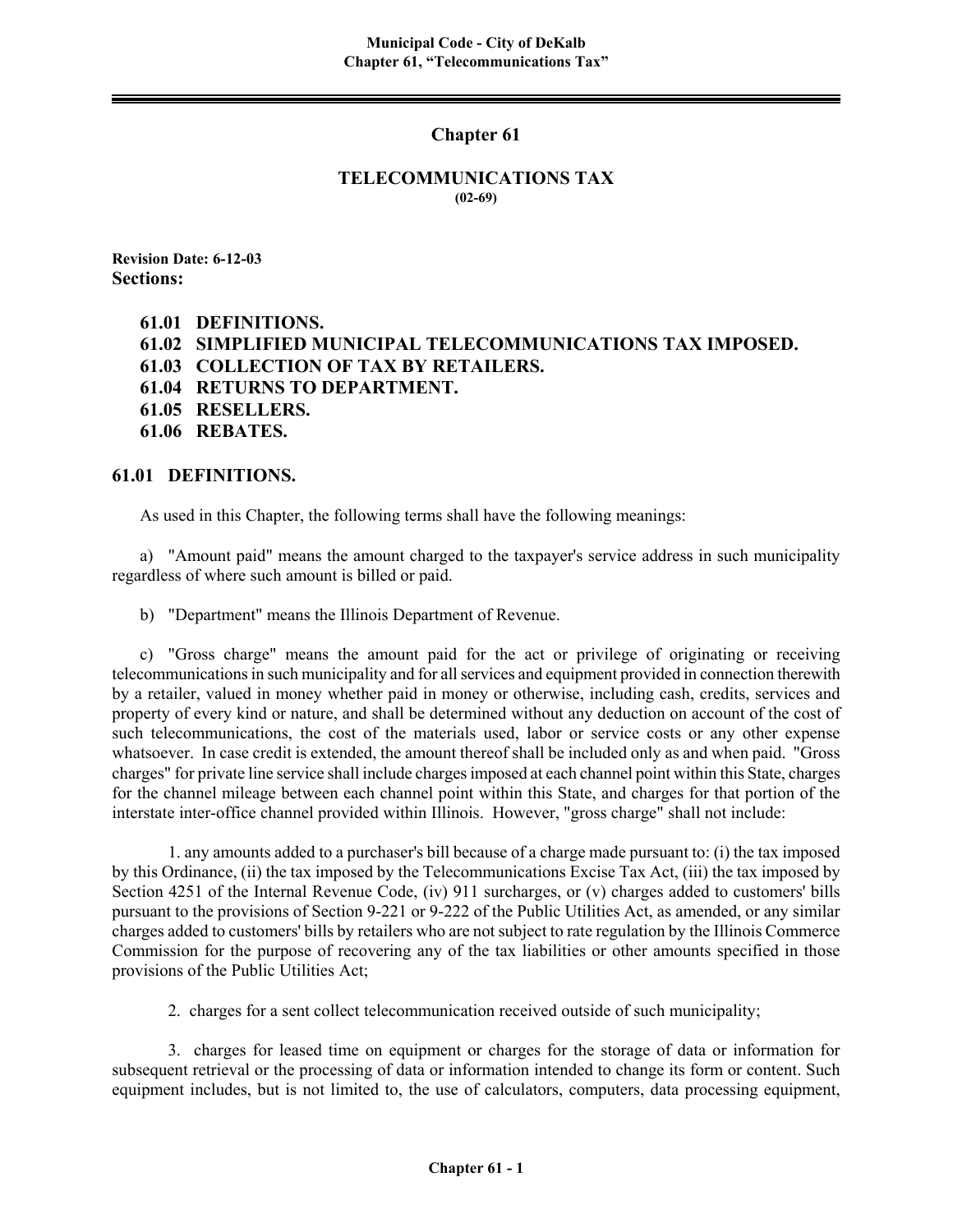# Chapter 61

## TELECOMMUNICATIONS TAX

**(02-69)**

**Revision Date: 6-12-03**

**Sections:**

**61.01 DEFINITIONS.**
**61.02 SIMPLIFIED MUNICIPAL TELECOMMUNICATIONS TAX IMPOSED.**
**61.03 COLLECTION OF TAX BY RETAILERS.**
**61.04 RETURNS TO DEPARTMENT.**
**61.05 RESELLERS.**
**61.06 REBATES.**

## 61.01 DEFINITIONS.

As used in this Chapter, the following terms shall have the following meanings:

a) "Amount paid" means the amount charged to the taxpayer's service address in such municipality regardless of where such amount is billed or paid.

b) "Department" means the Illinois Department of Revenue.

c) "Gross charge" means the amount paid for the act or privilege of originating or receiving telecommunications in such municipality and for all services and equipment provided in connection therewith by a retailer, valued in money whether paid in money or otherwise, including cash, credits, services and property of every kind or nature, and shall be determined without any deduction on account of the cost of such telecommunications, the cost of the materials used, labor or service costs or any other expense whatsoever. In case credit is extended, the amount thereof shall be included only as and when paid. "Gross charges" for private line service shall include charges imposed at each channel point within this State, charges for the channel mileage between each channel point within this State, and charges for that portion of the interstate inter-office channel provided within Illinois. However, "gross charge" shall not include:

1. any amounts added to a purchaser's bill because of a charge made pursuant to: (i) the tax imposed by this Ordinance, (ii) the tax imposed by the Telecommunications Excise Tax Act, (iii) the tax imposed by Section 4251 of the Internal Revenue Code, (iv) 911 surcharges, or (v) charges added to customers' bills pursuant to the provisions of Section 9-221 or 9-222 of the Public Utilities Act, as amended, or any similar charges added to customers' bills by retailers who are not subject to rate regulation by the Illinois Commerce Commission for the purpose of recovering any of the tax liabilities or other amounts specified in those provisions of the Public Utilities Act;

2. charges for a sent collect telecommunication received outside of such municipality;

3. charges for leased time on equipment or charges for the storage of data or information for subsequent retrieval or the processing of data or information intended to change its form or content. Such equipment includes, but is not limited to, the use of calculators, computers, data processing equipment,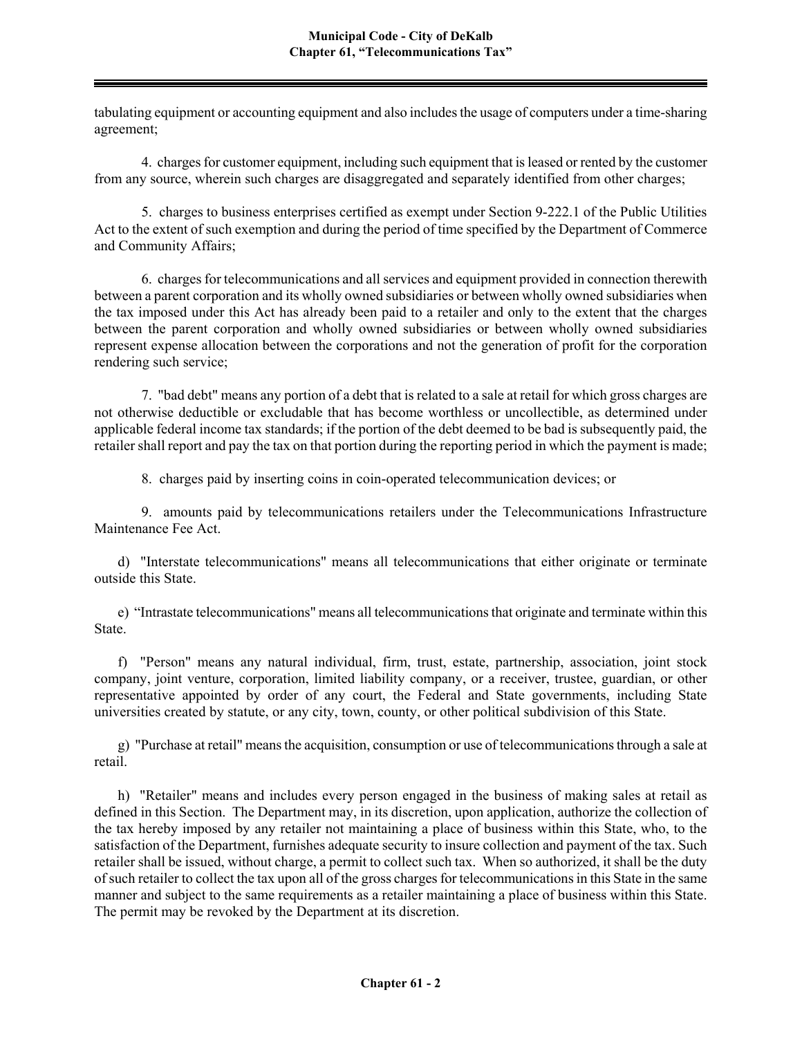tabulating equipment or accounting equipment and also includes the usage of computers under a time-sharing agreement;

4. charges for customer equipment, including such equipment that is leased or rented by the customer from any source, wherein such charges are disaggregated and separately identified from other charges;

5. charges to business enterprises certified as exempt under Section 9-222.1 of the Public Utilities Act to the extent of such exemption and during the period of time specified by the Department of Commerce and Community Affairs;

6. charges for telecommunications and all services and equipment provided in connection therewith between a parent corporation and its wholly owned subsidiaries or between wholly owned subsidiaries when the tax imposed under this Act has already been paid to a retailer and only to the extent that the charges between the parent corporation and wholly owned subsidiaries or between wholly owned subsidiaries represent expense allocation between the corporations and not the generation of profit for the corporation rendering such service;

7. "bad debt" means any portion of a debt that is related to a sale at retail for which gross charges are not otherwise deductible or excludable that has become worthless or uncollectible, as determined under applicable federal income tax standards; if the portion of the debt deemed to be bad is subsequently paid, the retailer shall report and pay the tax on that portion during the reporting period in which the payment is made;

8. charges paid by inserting coins in coin-operated telecommunication devices; or

9. amounts paid by telecommunications retailers under the Telecommunications Infrastructure Maintenance Fee Act.

d) "Interstate telecommunications" means all telecommunications that either originate or terminate outside this State.

e) "Intrastate telecommunications" means all telecommunications that originate and terminate within this State.

f) "Person" means any natural individual, firm, trust, estate, partnership, association, joint stock company, joint venture, corporation, limited liability company, or a receiver, trustee, guardian, or other representative appointed by order of any court, the Federal and State governments, including State universities created by statute, or any city, town, county, or other political subdivision of this State.

g) "Purchase at retail" means the acquisition, consumption or use of telecommunications through a sale at retail.

h) "Retailer" means and includes every person engaged in the business of making sales at retail as defined in this Section. The Department may, in its discretion, upon application, authorize the collection of the tax hereby imposed by any retailer not maintaining a place of business within this State, who, to the satisfaction of the Department, furnishes adequate security to insure collection and payment of the tax. Such retailer shall be issued, without charge, a permit to collect such tax. When so authorized, it shall be the duty of such retailer to collect the tax upon all of the gross charges for telecommunications in this State in the same manner and subject to the same requirements as a retailer maintaining a place of business within this State. The permit may be revoked by the Department at its discretion.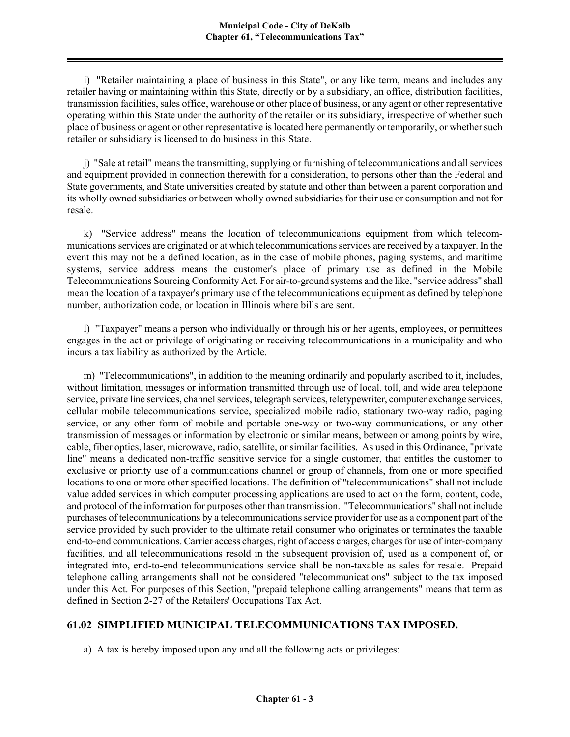i) "Retailer maintaining a place of business in this State", or any like term, means and includes any retailer having or maintaining within this State, directly or by a subsidiary, an office, distribution facilities, transmission facilities, sales office, warehouse or other place of business, or any agent or other representative operating within this State under the authority of the retailer or its subsidiary, irrespective of whether such place of business or agent or other representative is located here permanently or temporarily, or whether such retailer or subsidiary is licensed to do business in this State.

j) "Sale at retail" means the transmitting, supplying or furnishing of telecommunications and all services and equipment provided in connection therewith for a consideration, to persons other than the Federal and State governments, and State universities created by statute and other than between a parent corporation and its wholly owned subsidiaries or between wholly owned subsidiaries for their use or consumption and not for resale.

k) "Service address" means the location of telecommunications equipment from which telecommunications services are originated or at which telecommunications services are received by a taxpayer. In the event this may not be a defined location, as in the case of mobile phones, paging systems, and maritime systems, service address means the customer's place of primary use as defined in the Mobile Telecommunications Sourcing Conformity Act. For air-to-ground systems and the like, "service address" shall mean the location of a taxpayer's primary use of the telecommunications equipment as defined by telephone number, authorization code, or location in Illinois where bills are sent.

l) "Taxpayer" means a person who individually or through his or her agents, employees, or permittees engages in the act or privilege of originating or receiving telecommunications in a municipality and who incurs a tax liability as authorized by the Article.

m) "Telecommunications", in addition to the meaning ordinarily and popularly ascribed to it, includes, without limitation, messages or information transmitted through use of local, toll, and wide area telephone service, private line services, channel services, telegraph services, teletypewriter, computer exchange services, cellular mobile telecommunications service, specialized mobile radio, stationary two-way radio, paging service, or any other form of mobile and portable one-way or two-way communications, or any other transmission of messages or information by electronic or similar means, between or among points by wire, cable, fiber optics, laser, microwave, radio, satellite, or similar facilities. As used in this Ordinance, "private line" means a dedicated non-traffic sensitive service for a single customer, that entitles the customer to exclusive or priority use of a communications channel or group of channels, from one or more specified locations to one or more other specified locations. The definition of "telecommunications" shall not include value added services in which computer processing applications are used to act on the form, content, code, and protocol of the information for purposes other than transmission. "Telecommunications" shall not include purchases of telecommunications by a telecommunications service provider for use as a component part of the service provided by such provider to the ultimate retail consumer who originates or terminates the taxable end-to-end communications. Carrier access charges, right of access charges, charges for use of inter-company facilities, and all telecommunications resold in the subsequent provision of, used as a component of, or integrated into, end-to-end telecommunications service shall be non-taxable as sales for resale. Prepaid telephone calling arrangements shall not be considered "telecommunications" subject to the tax imposed under this Act. For purposes of this Section, "prepaid telephone calling arrangements" means that term as defined in Section 2-27 of the Retailers' Occupations Tax Act.

## 61.02 SIMPLIFIED MUNICIPAL TELECOMMUNICATIONS TAX IMPOSED.

a) A tax is hereby imposed upon any and all the following acts or privileges: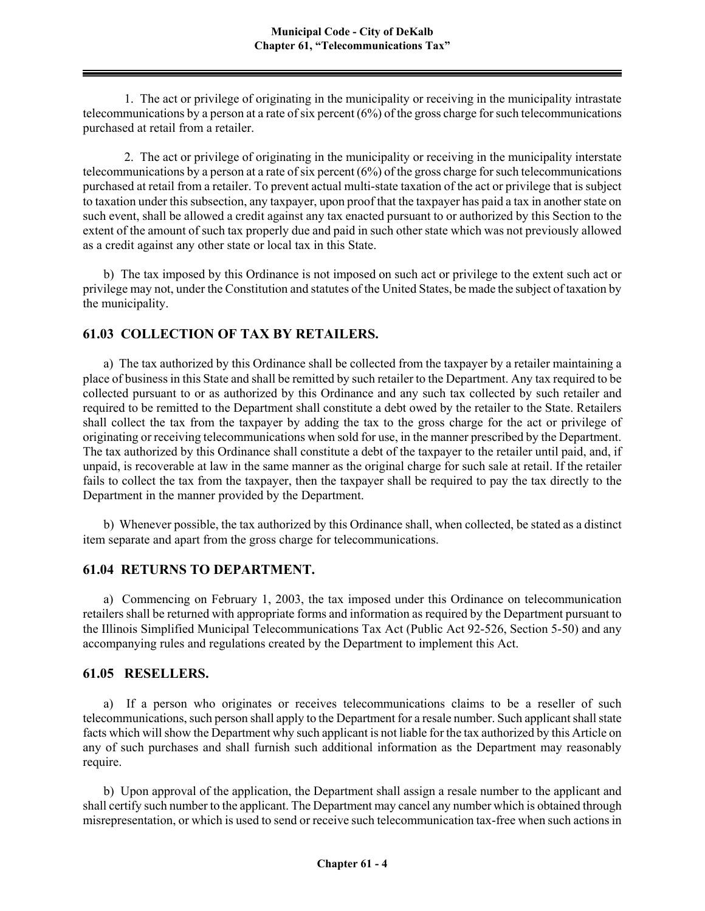1. The act or privilege of originating in the municipality or receiving in the municipality intrastate telecommunications by a person at a rate of six percent (6%) of the gross charge for such telecommunications purchased at retail from a retailer.

2. The act or privilege of originating in the municipality or receiving in the municipality interstate telecommunications by a person at a rate of six percent (6%) of the gross charge for such telecommunications purchased at retail from a retailer. To prevent actual multi-state taxation of the act or privilege that is subject to taxation under this subsection, any taxpayer, upon proof that the taxpayer has paid a tax in another state on such event, shall be allowed a credit against any tax enacted pursuant to or authorized by this Section to the extent of the amount of such tax properly due and paid in such other state which was not previously allowed as a credit against any other state or local tax in this State.

b) The tax imposed by this Ordinance is not imposed on such act or privilege to the extent such act or privilege may not, under the Constitution and statutes of the United States, be made the subject of taxation by the municipality.

## 61.03 COLLECTION OF TAX BY RETAILERS.

a) The tax authorized by this Ordinance shall be collected from the taxpayer by a retailer maintaining a place of business in this State and shall be remitted by such retailer to the Department. Any tax required to be collected pursuant to or as authorized by this Ordinance and any such tax collected by such retailer and required to be remitted to the Department shall constitute a debt owed by the retailer to the State. Retailers shall collect the tax from the taxpayer by adding the tax to the gross charge for the act or privilege of originating or receiving telecommunications when sold for use, in the manner prescribed by the Department. The tax authorized by this Ordinance shall constitute a debt of the taxpayer to the retailer until paid, and, if unpaid, is recoverable at law in the same manner as the original charge for such sale at retail. If the retailer fails to collect the tax from the taxpayer, then the taxpayer shall be required to pay the tax directly to the Department in the manner provided by the Department.

b) Whenever possible, the tax authorized by this Ordinance shall, when collected, be stated as a distinct item separate and apart from the gross charge for telecommunications.

## 61.04 RETURNS TO DEPARTMENT.

a) Commencing on February 1, 2003, the tax imposed under this Ordinance on telecommunication retailers shall be returned with appropriate forms and information as required by the Department pursuant to the Illinois Simplified Municipal Telecommunications Tax Act (Public Act 92-526, Section 5-50) and any accompanying rules and regulations created by the Department to implement this Act.

## 61.05 RESELLERS.

a) If a person who originates or receives telecommunications claims to be a reseller of such telecommunications, such person shall apply to the Department for a resale number. Such applicant shall state facts which will show the Department why such applicant is not liable for the tax authorized by this Article on any of such purchases and shall furnish such additional information as the Department may reasonably require.

b) Upon approval of the application, the Department shall assign a resale number to the applicant and shall certify such number to the applicant. The Department may cancel any number which is obtained through misrepresentation, or which is used to send or receive such telecommunication tax-free when such actions in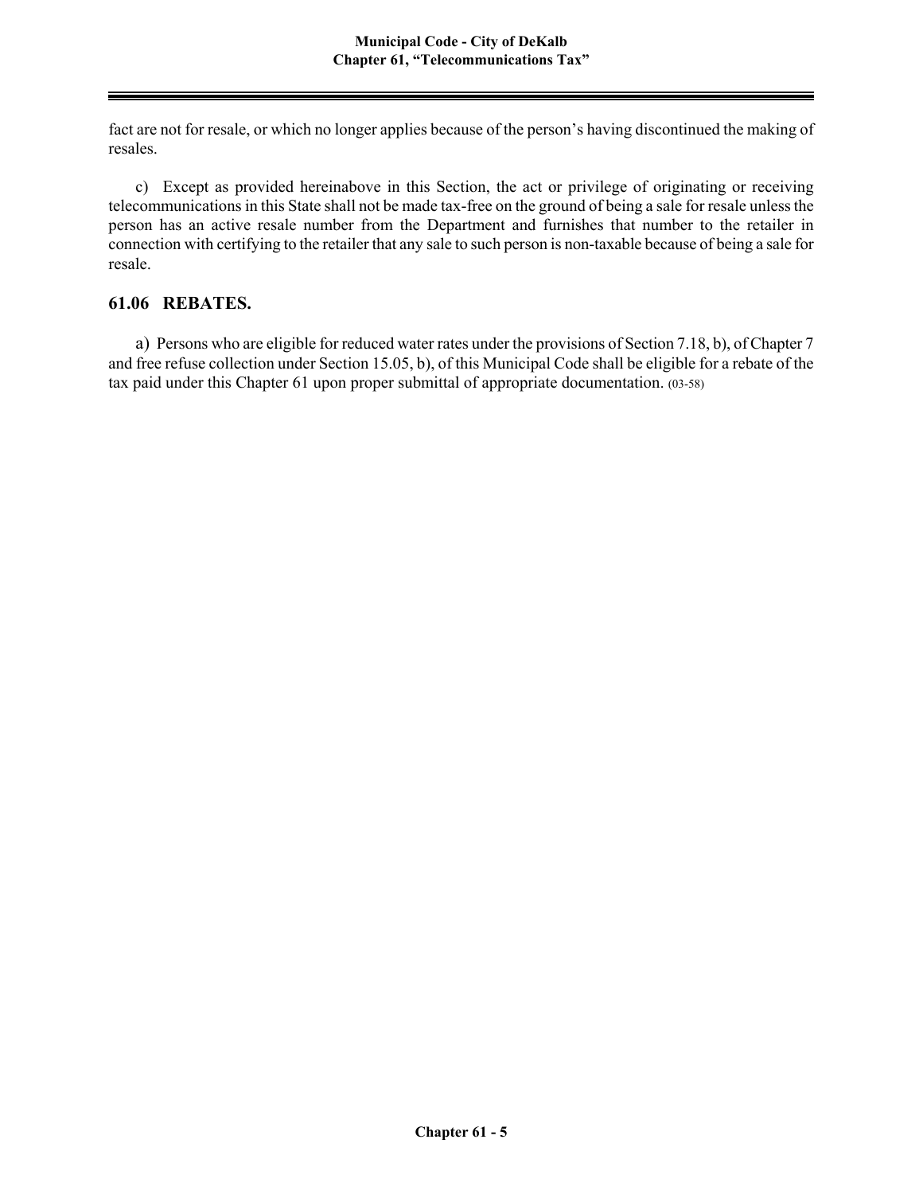fact are not for resale, or which no longer applies because of the person's having discontinued the making of resales.

c) Except as provided hereinabove in this Section, the act or privilege of originating or receiving telecommunications in this State shall not be made tax-free on the ground of being a sale for resale unless the person has an active resale number from the Department and furnishes that number to the retailer in connection with certifying to the retailer that any sale to such person is non-taxable because of being a sale for resale.

## 61.06 REBATES.

a) Persons who are eligible for reduced water rates under the provisions of Section 7.18, b), of Chapter 7 and free refuse collection under Section 15.05, b), of this Municipal Code shall be eligible for a rebate of the tax paid under this Chapter 61 upon proper submittal of appropriate documentation. (03-58)